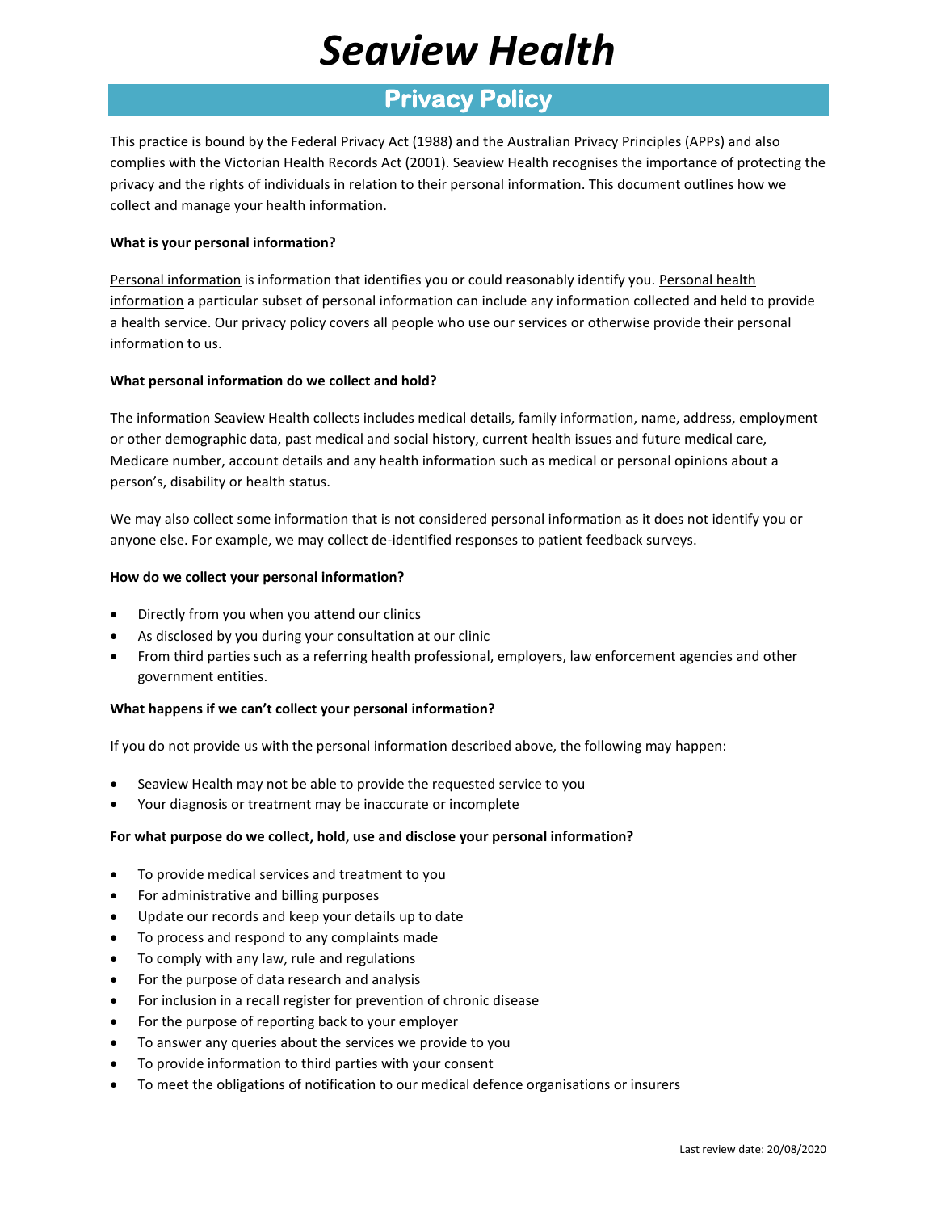# *Seaview Health*

## Privacy Policy

This practice is bound by the Federal Privacy Act (1988) and the Australian Privacy Principles (APPs) and also complies with the Victorian Health Records Act (2001). Seaview Health recognises the importance of protecting the privacy and the rights of individuals in relation to their personal information. This document outlines how we collect and manage your health information.

**What is your personal information?**

Personal information is information that identifies you or could reasonably identify you. Personal health information a particular subset of personal information can include any information collected and held to provide a health service. Our privacy policy covers all people who use our services or otherwise provide their personal information to us.

**What personal information do we collect and hold?**

The information Seaview Health collects includes medical details, family information, name, address, employment or other demographic data, past medical and social history, current health issues and future medical care, Medicare number, account details and any health information such as medical or personal opinions about a person's, disability or health status.

We may also collect some information that is not considered personal information as it does not identify you or anyone else. For example, we may collect de-identified responses to patient feedback surveys.

**How do we collect your personal information?**

- Directly from you when you attend our clinics
- As disclosed by you during your consultation at our clinic
- From third parties such as a referring health professional, employers, law enforcement agencies and other government entities.

**What happens if we can't collect your personal information?**

If you do not provide us with the personal information described above, the following may happen:

- Seaview Health may not be able to provide the requested service to you
- Your diagnosis or treatment may be inaccurate or incomplete

**For what purpose do we collect, hold, use and disclose your personal information?**

- To provide medical services and treatment to you
- For administrative and billing purposes
- Update our records and keep your details up to date
- To process and respond to any complaints made
- To comply with any law, rule and regulations
- For the purpose of data research and analysis
- For inclusion in a recall register for prevention of chronic disease
- For the purpose of reporting back to your employer
- To answer any queries about the services we provide to you
- To provide information to third parties with your consent
- To meet the obligations of notification to our medical defence organisations or insurers

Last review date: 20/08/2020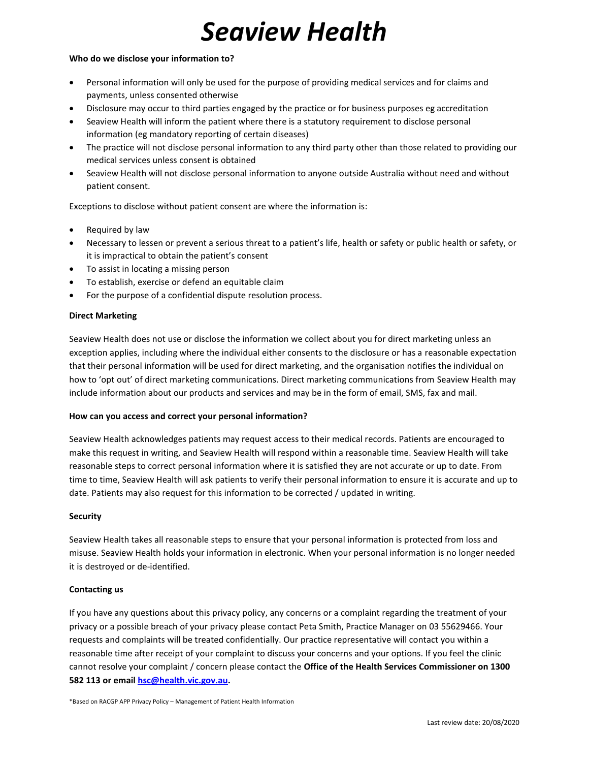# *Seaview Health*

**Who do we disclose your information to?**

- Personal information will only be used for the purpose of providing medical services and for claims and payments, unless consented otherwise
- Disclosure may occur to third parties engaged by the practice or for business purposes eg accreditation
- Seaview Health will inform the patient where there is a statutory requirement to disclose personal information (eg mandatory reporting of certain diseases)
- The practice will not disclose personal information to any third party other than those related to providing our medical services unless consent is obtained
- Seaview Health will not disclose personal information to anyone outside Australia without need and without patient consent.

Exceptions to disclose without patient consent are where the information is:

- Required by law
- Necessary to lessen or prevent a serious threat to a patient's life, health or safety or public health or safety, or it is impractical to obtain the patient's consent
- To assist in locating a missing person
- To establish, exercise or defend an equitable claim
- For the purpose of a confidential dispute resolution process.

**Direct Marketing**

Seaview Health does not use or disclose the information we collect about you for direct marketing unless an exception applies, including where the individual either consents to the disclosure or has a reasonable expectation that their personal information will be used for direct marketing, and the organisation notifies the individual on how to 'opt out' of direct marketing communications. Direct marketing communications from Seaview Health may include information about our products and services and may be in the form of email, SMS, fax and mail.

**How can you access and correct your personal information?**

Seaview Health acknowledges patients may request access to their medical records. Patients are encouraged to make this request in writing, and Seaview Health will respond within a reasonable time. Seaview Health will take reasonable steps to correct personal information where it is satisfied they are not accurate or up to date. From time to time, Seaview Health will ask patients to verify their personal information to ensure it is accurate and up to date. Patients may also request for this information to be corrected / updated in writing.

**Security**

Seaview Health takes all reasonable steps to ensure that your personal information is protected from loss and misuse. Seaview Health holds your information in electronic. When your personal information is no longer needed it is destroyed or de-identified.

**Contacting us**

If you have any questions about this privacy policy, any concerns or a complaint regarding the treatment of your privacy or a possible breach of your privacy please contact Peta Smith, Practice Manager on 03 55629466. Your requests and complaints will be treated confidentially. Our practice representative will contact you within a reasonable time after receipt of your complaint to discuss your concerns and your options. If you feel the clinic cannot resolve your complaint / concern please contact the **Office of the Health Services Commissioner on 1300 582 113 or email [hsc@health.vic.gov.au](mailto:hsc@health.vic.gov.au).**

*Based on RACGP APP Privacy Policy – Management of Patient Health Information

Last review date: 20/08/2020